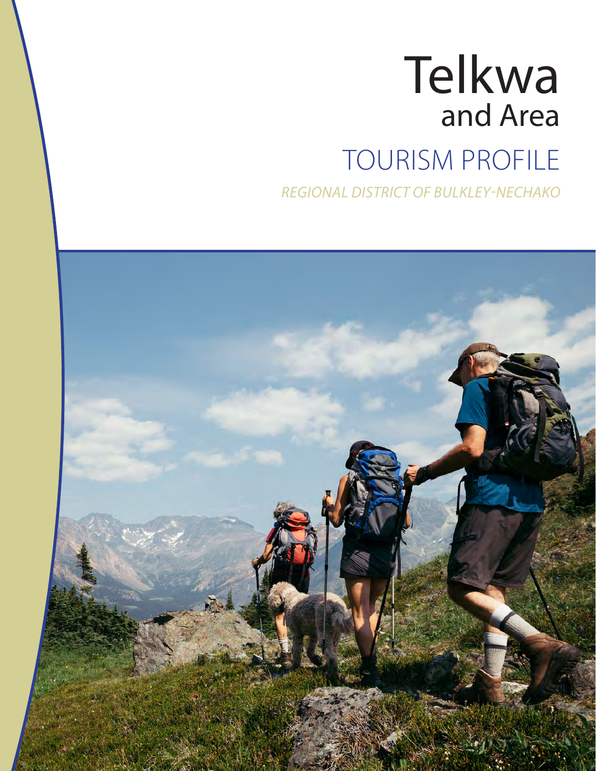# Telkwa and Area

## TOURISM PROFILE

*REGIONAL DISTRICT OF BULKLEY-NECHAKO*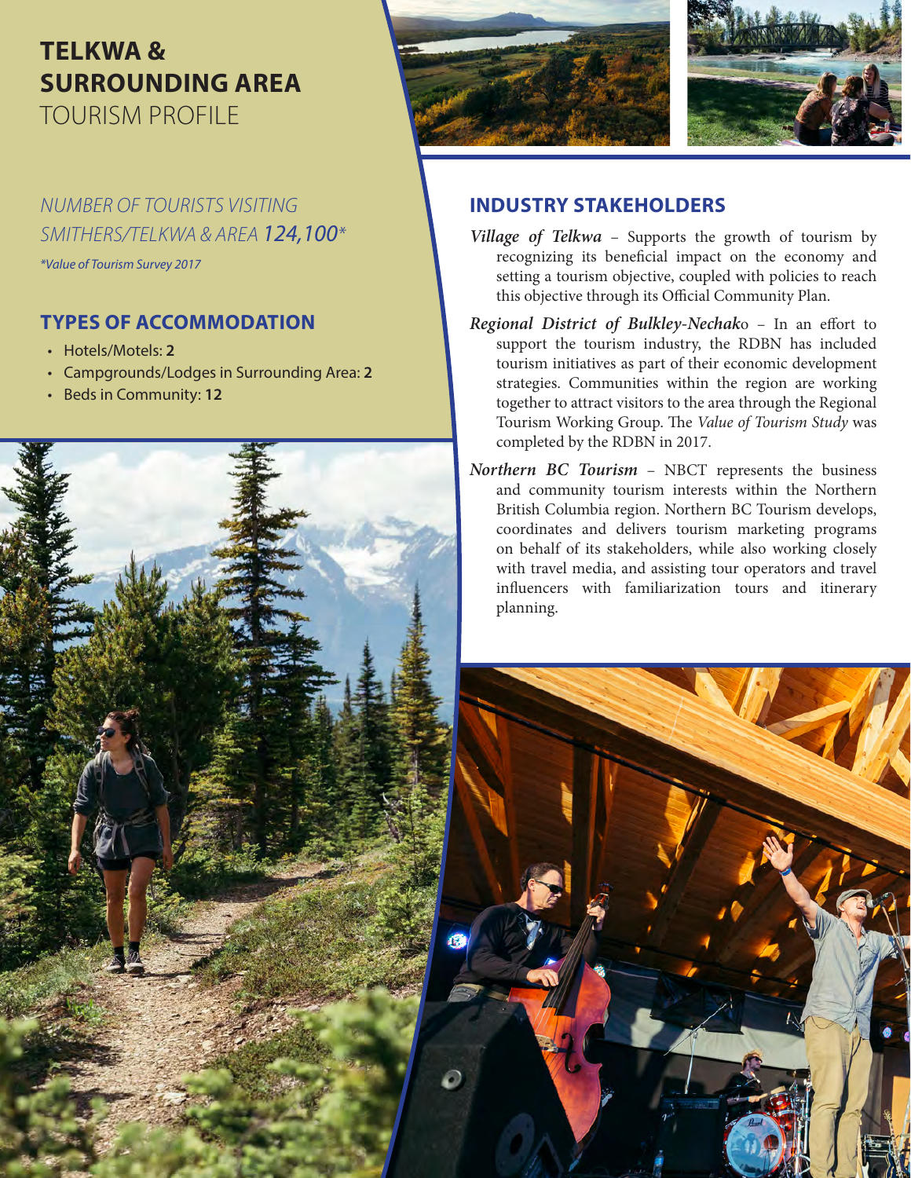# TELKWA & SURROUNDING AREA TOURISM PROFILE

*NUMBER OF TOURISTS VISITING SMITHERS/TELKWA & AREA **124,100****

**Value of Tourism Survey 2017*

## TYPES OF ACCOMMODATION

- Hotels/Motels: **2**
- Campgrounds/Lodges in Surrounding Area: **2**
- Beds in Community: **12**

## INDUSTRY STAKEHOLDERS

***Village of Telkwa*** – Supports the growth of tourism by recognizing its beneficial impact on the economy and setting a tourism objective, coupled with policies to reach this objective through its Official Community Plan.

***Regional District of Bulkley-Nechako*** – In an effort to support the tourism industry, the RDBN has included tourism initiatives as part of their economic development strategies. Communities within the region are working together to attract visitors to the area through the Regional Tourism Working Group. The *Value of Tourism Study* was completed by the RDBN in 2017.

***Northern BC Tourism*** – NBCT represents the business and community tourism interests within the Northern British Columbia region. Northern BC Tourism develops, coordinates and delivers tourism marketing programs on behalf of its stakeholders, while also working closely with travel media, and assisting tour operators and travel influencers with familiarization tours and itinerary planning.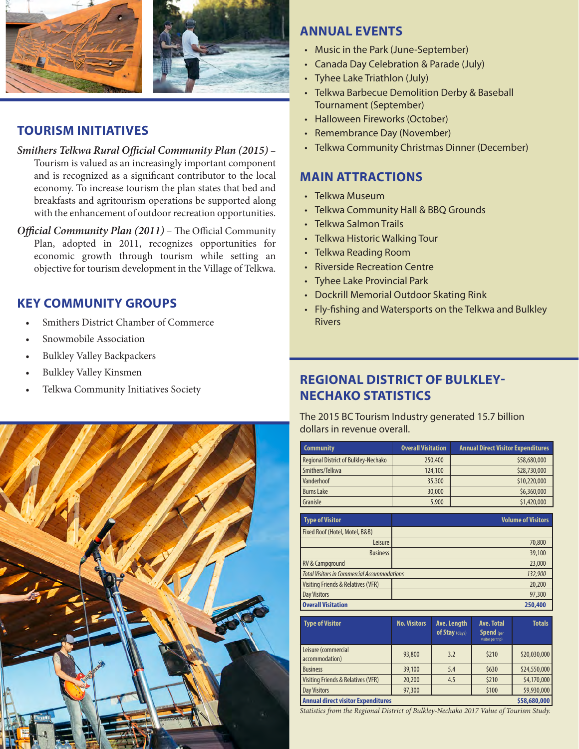## TOURISM INITIATIVES

*Smithers Telkwa Rural Official Community Plan (2015)* – Tourism is valued as an increasingly important component and is recognized as a significant contributor to the local economy. To increase tourism the plan states that bed and breakfasts and agritourism operations be supported along with the enhancement of outdoor recreation opportunities.

*Official Community Plan (2011)* – The Official Community Plan, adopted in 2011, recognizes opportunities for economic growth through tourism while setting an objective for tourism development in the Village of Telkwa.

## KEY COMMUNITY GROUPS

- Smithers District Chamber of Commerce
- Snowmobile Association
- Bulkley Valley Backpackers
- Bulkley Valley Kinsmen
- Telkwa Community Initiatives Society

## ANNUAL EVENTS

- Music in the Park (June-September)
- Canada Day Celebration & Parade (July)
- Tyhee Lake Triathlon (July)
- Telkwa Barbecue Demolition Derby & Baseball Tournament (September)
- Halloween Fireworks (October)
- Remembrance Day (November)
- Telkwa Community Christmas Dinner (December)

## MAIN ATTRACTIONS

- Telkwa Museum
- Telkwa Community Hall & BBQ Grounds
- Telkwa Salmon Trails
- Telkwa Historic Walking Tour
- Telkwa Reading Room
- Riverside Recreation Centre
- Tyhee Lake Provincial Park
- Dockrill Memorial Outdoor Skating Rink
- Fly-fishing and Watersports on the Telkwa and Bulkley Rivers

## REGIONAL DISTRICT OF BULKLEY-NECHAKO STATISTICS

The 2015 BC Tourism Industry generated 15.7 billion dollars in revenue overall.

| Community | Overall Visitation | Annual Direct Visitor Expenditures |
|---|---|---|
| Regional District of Bulkley-Nechako | 250,400 | $58,680,000 |
| Smithers/Telkwa | 124,100 | $28,730,000 |
| Vanderhoof | 35,300 | $10,220,000 |
| Burns Lake | 30,000 | $6,360,000 |
| Granisle | 5,900 | $1,420,000 |

| Type of Visitor | Volume of Visitors |
|---|---|
| Fixed Roof (Hotel, Motel, B&B) | |
| Leisure | 70,800 |
| Business | 39,100 |
| RV & Campground | 23,000 |
| *Total Visitors in Commercial Accommodations* | *132,900* |
| Visiting Friends & Relatives (VFR) | 20,200 |
| Day Visitors | 97,300 |
| **Overall Visitation** | **250,400** |

| Type of Visitor | No. Visitors | Ave. Length of Stay (days) | Ave. Total Spend (per visitor per trip) | Totals |
|---|---|---|---|---|
| Leisure (commercial accommodation) | 93,800 | 3.2 | $210 | $20,030,000 |
| Business | 39,100 | 5.4 | $630 | $24,550,000 |
| Visiting Friends & Relatives (VFR) | 20,200 | 4.5 | $210 | $4,170,000 |
| Day Visitors | 97,300 | | $100 | $9,930,000 |
| **Annual direct visitor Expenditures** | | | | **$58,680,000** |

*Statistics from the Regional District of Bulkley-Nechako 2017 Value of Tourism Study.*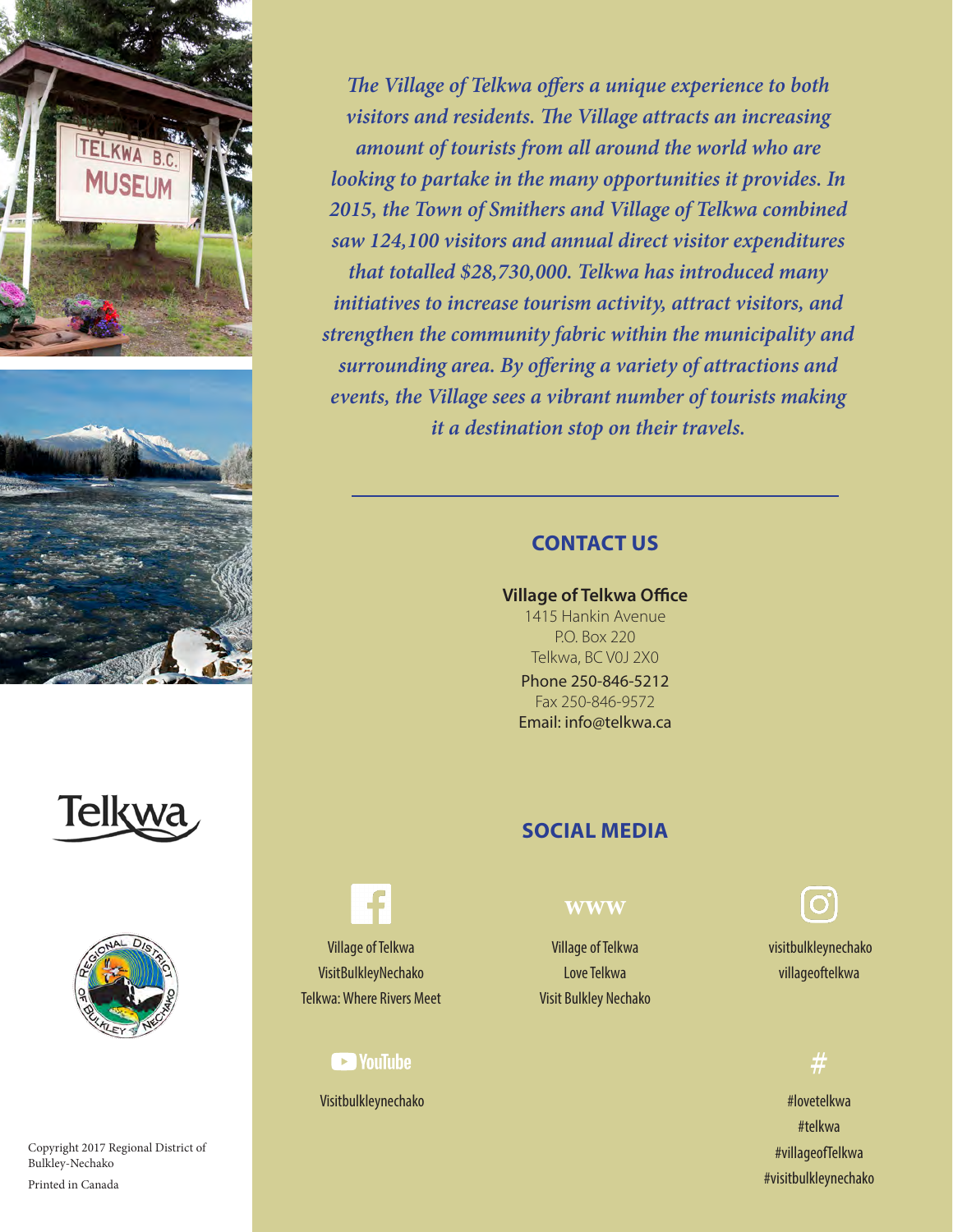*The Village of Telkwa offers a unique experience to both visitors and residents. The Village attracts an increasing amount of tourists from all around the world who are looking to partake in the many opportunities it provides. In 2015, the Town of Smithers and Village of Telkwa combined saw 124,100 visitors and annual direct visitor expenditures that totalled $28,730,000. Telkwa has introduced many initiatives to increase tourism activity, attract visitors, and strengthen the community fabric within the municipality and surrounding area. By offering a variety of attractions and events, the Village sees a vibrant number of tourists making it a destination stop on their travels.*

## CONTACT US

**Village of Telkwa Office**
1415 Hankin Avenue
P.O. Box 220
Telkwa, BC V0J 2X0
Phone 250-846-5212
Fax 250-846-9572
Email: info@telkwa.ca

## SOCIAL MEDIA

**Facebook**
Village of Telkwa
VisitBulkleyNechako
Telkwa: Where Rivers Meet

**www**
Village of Telkwa
Love Telkwa
Visit Bulkley Nechako

**Instagram**
visitbulkleynechako
villageoftelkwa

**YouTube**
Visitbulkleynechako

**#**
#lovetelkwa
#telkwa
#villageofTelkwa
#visitbulkleynechako

Telkwa

Copyright 2017 Regional District of Bulkley-Nechako

Printed in Canada